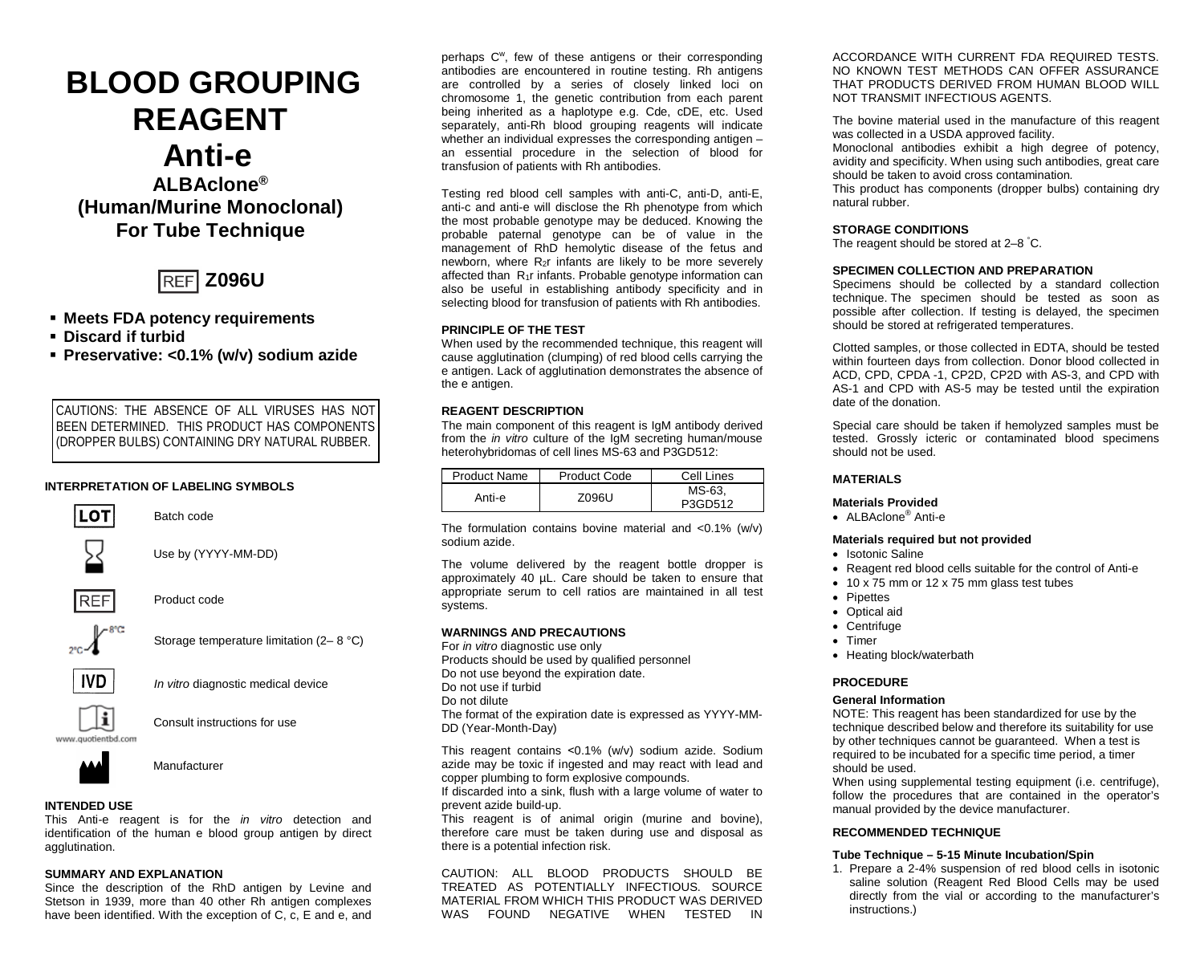# BLOOD GROUPING REAGENT

# Anti-e

### ALBAclone®

### (Human/Murine Monoclonal)

### For Tube Technique

**REF Z096U**

- **Meets FDA potency requirements**
- **Discard if turbid**
- **Preservative: <0.1% (w/v) sodium azide**

CAUTIONS: THE ABSENCE OF ALL VIRUSES HAS NOT BEEN DETERMINED. THIS PRODUCT HAS COMPONENTS (DROPPER BULBS) CONTAINING DRY NATURAL RUBBER.

**INTERPRETATION OF LABELING SYMBOLS**

| Symbol | Meaning |
|---|---|
| LOT | Batch code |
| | Use by (YYYY-MM-DD) |
| REF | Product code |
| 2°C–8°C | Storage temperature limitation (2– 8 °C) |
| IVD | *In vitro* diagnostic medical device |
| www.quotientbd.com | Consult instructions for use |
| | Manufacturer |

**INTENDED USE**

This Anti-e reagent is for the *in vitro* detection and identification of the human e blood group antigen by direct agglutination.

**SUMMARY AND EXPLANATION**

Since the description of the RhD antigen by Levine and Stetson in 1939, more than 40 other Rh antigen complexes have been identified. With the exception of C, c, E and e, and perhaps $C^w$, few of these antigens or their corresponding antibodies are encountered in routine testing. Rh antigens are controlled by a series of closely linked loci on chromosome 1, the genetic contribution from each parent being inherited as a haplotype e.g. Cde, cDE, etc. Used separately, anti-Rh blood grouping reagents will indicate whether an individual expresses the corresponding antigen – an essential procedure in the selection of blood for transfusion of patients with Rh antibodies.

Testing red blood cell samples with anti-C, anti-D, anti-E, anti-c and anti-e will disclose the Rh phenotype from which the most probable genotype may be deduced. Knowing the probable paternal genotype can be of value in the management of RhD hemolytic disease of the fetus and newborn, where $R_2r$ infants are likely to be more severely affected than $R_1r$ infants. Probable genotype information can also be useful in establishing antibody specificity and in selecting blood for transfusion of patients with Rh antibodies.

**PRINCIPLE OF THE TEST**

When used by the recommended technique, this reagent will cause agglutination (clumping) of red blood cells carrying the e antigen. Lack of agglutination demonstrates the absence of the e antigen.

**REAGENT DESCRIPTION**

The main component of this reagent is IgM antibody derived from the *in vitro* culture of the IgM secreting human/mouse heterohybridomas of cell lines MS-63 and P3GD512:

| Product Name | Product Code | Cell Lines |
|---|---|---|
| Anti-e | Z096U | MS-63, P3GD512 |

The formulation contains bovine material and <0.1% (w/v) sodium azide.

The volume delivered by the reagent bottle dropper is approximately 40 µL. Care should be taken to ensure that appropriate serum to cell ratios are maintained in all test systems.

**WARNINGS AND PRECAUTIONS**

For *in vitro* diagnostic use only
Products should be used by qualified personnel
Do not use beyond the expiration date.
Do not use if turbid
Do not dilute
The format of the expiration date is expressed as YYYY-MM-DD (Year-Month-Day)

This reagent contains <0.1% (w/v) sodium azide. Sodium azide may be toxic if ingested and may react with lead and copper plumbing to form explosive compounds.
If discarded into a sink, flush with a large volume of water to prevent azide build-up.
This reagent is of animal origin (murine and bovine), therefore care must be taken during use and disposal as there is a potential infection risk.

CAUTION: ALL BLOOD PRODUCTS SHOULD BE TREATED AS POTENTIALLY INFECTIOUS. SOURCE MATERIAL FROM WHICH THIS PRODUCT WAS DERIVED WAS FOUND NEGATIVE WHEN TESTED IN ACCORDANCE WITH CURRENT FDA REQUIRED TESTS. NO KNOWN TEST METHODS CAN OFFER ASSURANCE THAT PRODUCTS DERIVED FROM HUMAN BLOOD WILL NOT TRANSMIT INFECTIOUS AGENTS.

The bovine material used in the manufacture of this reagent was collected in a USDA approved facility.
Monoclonal antibodies exhibit a high degree of potency, avidity and specificity. When using such antibodies, great care should be taken to avoid cross contamination.
This product has components (dropper bulbs) containing dry natural rubber.

**STORAGE CONDITIONS**

The reagent should be stored at 2–8 °C.

**SPECIMEN COLLECTION AND PREPARATION**

Specimens should be collected by a standard collection technique. The specimen should be tested as soon as possible after collection. If testing is delayed, the specimen should be stored at refrigerated temperatures.

Clotted samples, or those collected in EDTA, should be tested within fourteen days from collection. Donor blood collected in ACD, CPD, CPDA -1, CP2D, CP2D with AS-3, and CPD with AS-1 and CPD with AS-5 may be tested until the expiration date of the donation.

Special care should be taken if hemolyzed samples must be tested. Grossly icteric or contaminated blood specimens should not be used.

**MATERIALS**

**Materials Provided**

- ALBAclone® Anti-e

**Materials required but not provided**

- Isotonic Saline
- Reagent red blood cells suitable for the control of Anti-e
- 10 x 75 mm or 12 x 75 mm glass test tubes
- Pipettes
- Optical aid
- Centrifuge
- Timer
- Heating block/waterbath

**PROCEDURE**

**General Information**

NOTE: This reagent has been standardized for use by the technique described below and therefore its suitability for use by other techniques cannot be guaranteed. When a test is required to be incubated for a specific time period, a timer should be used.
When using supplemental testing equipment (i.e. centrifuge), follow the procedures that are contained in the operator's manual provided by the device manufacturer.

**RECOMMENDED TECHNIQUE**

**Tube Technique – 5-15 Minute Incubation/Spin**

1. Prepare a 2-4% suspension of red blood cells in isotonic saline solution (Reagent Red Blood Cells may be used directly from the vial or according to the manufacturer's instructions.)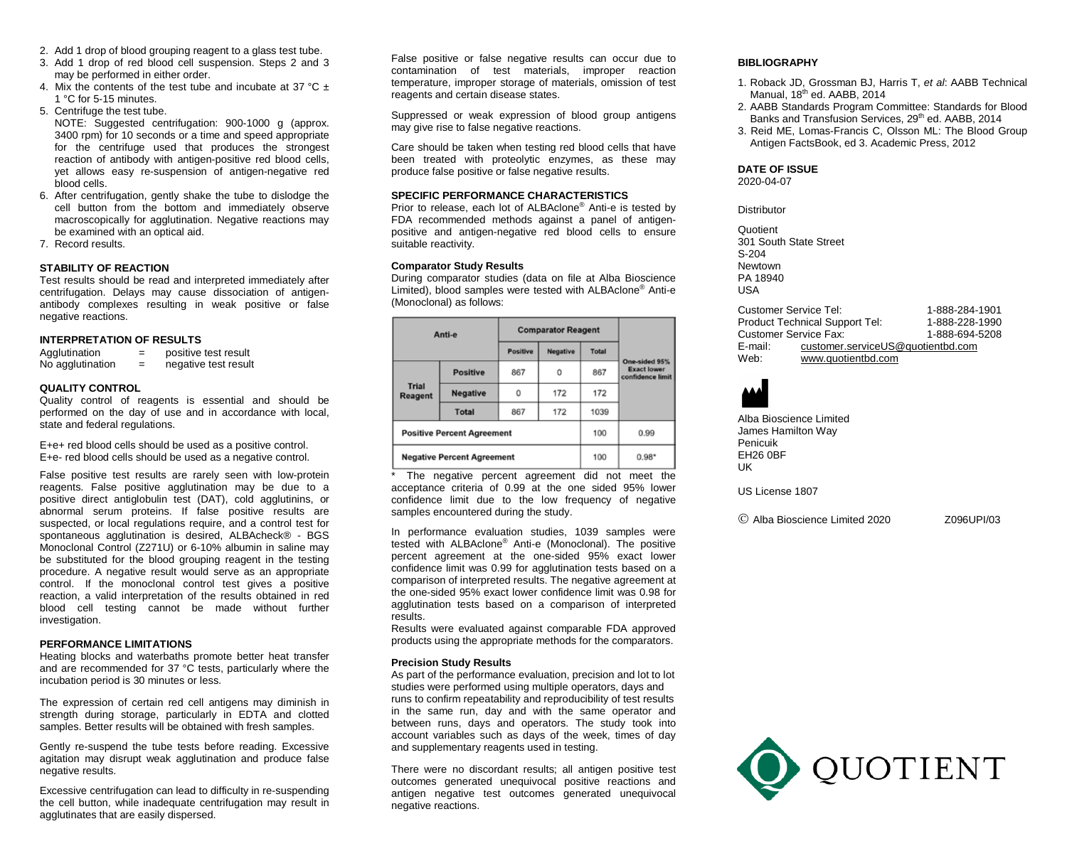2. Add 1 drop of blood grouping reagent to a glass test tube.
3. Add 1 drop of red blood cell suspension. Steps 2 and 3 may be performed in either order.
4. Mix the contents of the test tube and incubate at 37 °C ± 1 °C for 5-15 minutes.
5. Centrifuge the test tube.
   NOTE: Suggested centrifugation: 900-1000 g (approx. 3400 rpm) for 10 seconds or a time and speed appropriate for the centrifuge used that produces the strongest reaction of antibody with antigen-positive red blood cells, yet allows easy re-suspension of antigen-negative red blood cells.
6. After centrifugation, gently shake the tube to dislodge the cell button from the bottom and immediately observe macroscopically for agglutination. Negative reactions may be examined with an optical aid.
7. Record results.

### STABILITY OF REACTION

Test results should be read and interpreted immediately after centrifugation. Delays may cause dissociation of antigen-antibody complexes resulting in weak positive or false negative reactions.

### INTERPRETATION OF RESULTS

| | | |
|---|---|---|
| Agglutination | = | positive test result |
| No agglutination | = | negative test result |

### QUALITY CONTROL

Quality control of reagents is essential and should be performed on the day of use and in accordance with local, state and federal regulations.

E+e+ red blood cells should be used as a positive control.
E+e- red blood cells should be used as a negative control.

False positive test results are rarely seen with low-protein reagents. False positive agglutination may be due to a positive direct antiglobulin test (DAT), cold agglutinins, or abnormal serum proteins. If false positive results are suspected, or local regulations require, and a control test for spontaneous agglutination is desired, ALBAcheck® - BGS Monoclonal Control (Z271U) or 6-10% albumin in saline may be substituted for the blood grouping reagent in the testing procedure. A negative result would serve as an appropriate control. If the monoclonal control test gives a positive reaction, a valid interpretation of the results obtained in red blood cell testing cannot be made without further investigation.

### PERFORMANCE LIMITATIONS

Heating blocks and waterbaths promote better heat transfer and are recommended for 37 °C tests, particularly where the incubation period is 30 minutes or less.

The expression of certain red cell antigens may diminish in strength during storage, particularly in EDTA and clotted samples. Better results will be obtained with fresh samples.

Gently re-suspend the tube tests before reading. Excessive agitation may disrupt weak agglutination and produce false negative results.

Excessive centrifugation can lead to difficulty in re-suspending the cell button, while inadequate centrifugation may result in agglutinates that are easily dispersed.

False positive or false negative results can occur due to contamination of test materials, improper reaction temperature, improper storage of materials, omission of test reagents and certain disease states.

Suppressed or weak expression of blood group antigens may give rise to false negative reactions.

Care should be taken when testing red blood cells that have been treated with proteolytic enzymes, as these may produce false positive or false negative results.

### SPECIFIC PERFORMANCE CHARACTERISTICS

Prior to release, each lot of ALBAclone® Anti-e is tested by FDA recommended methods against a panel of antigen-positive and antigen-negative red blood cells to ensure suitable reactivity.

#### Comparator Study Results

During comparator studies (data on file at Alba Bioscience Limited), blood samples were tested with ALBAclone® Anti-e (Monoclonal) as follows:

| Anti-e | | Comparator Reagent | | | One-sided 95% Exact lower confidence limit |
|---|---|---|---|---|---|
| | | Positive | Negative | Total | |
| Trial Reagent | Positive | 867 | 0 | 867 | |
| | Negative | 0 | 172 | 172 | |
| | Total | 867 | 172 | 1039 | |
| Positive Percent Agreement | | | | 100 | 0.99 |
| Negative Percent Agreement | | | | 100 | 0.98* |

\* The negative percent agreement did not meet the acceptance criteria of 0.99 at the one sided 95% lower confidence limit due to the low frequency of negative samples encountered during the study.

In performance evaluation studies, 1039 samples were tested with ALBAclone® Anti-e (Monoclonal). The positive percent agreement at the one-sided 95% exact lower confidence limit was 0.99 for agglutination tests based on a comparison of interpreted results. The negative agreement at the one-sided 95% exact lower confidence limit was 0.98 for agglutination tests based on a comparison of interpreted results.
Results were evaluated against comparable FDA approved products using the appropriate methods for the comparators.

#### Precision Study Results

As part of the performance evaluation, precision and lot to lot studies were performed using multiple operators, days and runs to confirm repeatability and reproducibility of test results in the same run, day and with the same operator and between runs, days and operators. The study took into account variables such as days of the week, times of day and supplementary reagents used in testing.

There were no discordant results; all antigen positive test outcomes generated unequivocal positive reactions and antigen negative test outcomes generated unequivocal negative reactions.

### BIBLIOGRAPHY

1. Roback JD, Grossman BJ, Harris T, *et al*: AABB Technical Manual, 18th ed. AABB, 2014
2. AABB Standards Program Committee: Standards for Blood Banks and Transfusion Services, 29th ed. AABB, 2014
3. Reid ME, Lomas-Francis C, Olsson ML: The Blood Group Antigen FactsBook, ed 3. Academic Press, 2012

### DATE OF ISSUE

2020-04-07

Distributor

Quotient
301 South State Street
S-204
Newtown
PA 18940
USA

| | |
|---|---|
| Customer Service Tel: | 1-888-284-1901 |
| Product Technical Support Tel: | 1-888-228-1990 |
| Customer Service Fax: | 1-888-694-5208 |
| E-mail: | customer.serviceUS@quotientbd.com |
| Web: | www.quotientbd.com |

Alba Bioscience Limited
James Hamilton Way
Penicuik
EH26 0BF
UK

US License 1807

© Alba Bioscience Limited 2020 Z096UPI/03

QUOTIENT